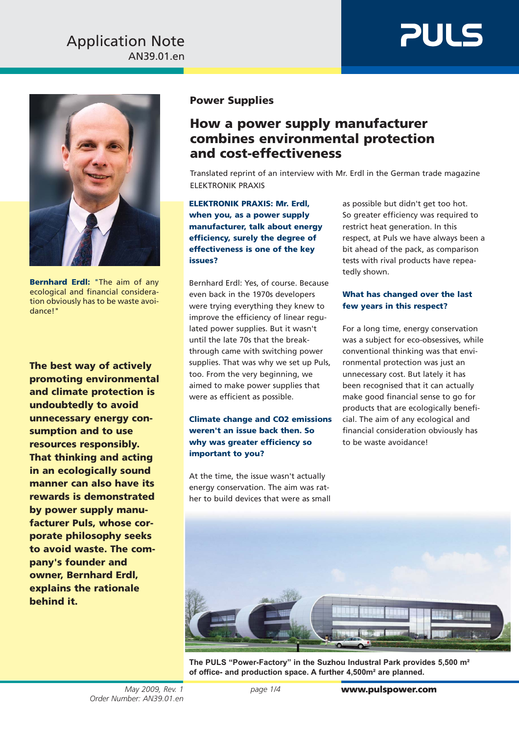Application Note
AN39.01.en

**Bernhard Erdl:** "The aim of any ecological and financial consideration obviously has to be waste avoidance!"

**The best way of actively promoting environmental and climate protection is undoubtedly to avoid unnecessary energy consumption and to use resources responsibly. That thinking and acting in an ecologically sound manner can also have its rewards is demonstrated by power supply manufacturer Puls, whose corporate philosophy seeks to avoid waste. The company's founder and owner, Bernhard Erdl, explains the rationale behind it.**

## Power Supplies

# How a power supply manufacturer combines environmental protection and cost-effectiveness

Translated reprint of an interview with Mr. Erdl in the German trade magazine ELEKTRONIK PRAXIS

**ELEKTRONIK PRAXIS: Mr. Erdl, when you, as a power supply manufacturer, talk about energy efficiency, surely the degree of effectiveness is one of the key issues?**

Bernhard Erdl: Yes, of course. Because even back in the 1970s developers were trying everything they knew to improve the efficiency of linear regulated power supplies. But it wasn't until the late 70s that the breakthrough came with switching power supplies. That was why we set up Puls, too. From the very beginning, we aimed to make power supplies that were as efficient as possible.

**Climate change and CO2 emissions weren't an issue back then. So why was greater efficiency so important to you?**

At the time, the issue wasn't actually energy conservation. The aim was rather to build devices that were as small as possible but didn't get too hot. So greater efficiency was required to restrict heat generation. In this respect, at Puls we have always been a bit ahead of the pack, as comparison tests with rival products have repeatedly shown.

**What has changed over the last few years in this respect?**

For a long time, energy conservation was a subject for eco-obsessives, while conventional thinking was that environmental protection was just an unnecessary cost. But lately it has been recognised that it can actually make good financial sense to go for products that are ecologically beneficial. The aim of any ecological and financial consideration obviously has to be waste avoidance!

**The PULS "Power-Factory" in the Suzhou Industrial Park provides 5,500 m² of office- and production space. A further 4,500m² are planned.**

*May 2009, Rev. 1*
*Order Number: AN39.01.en*

**www.pulspower.com**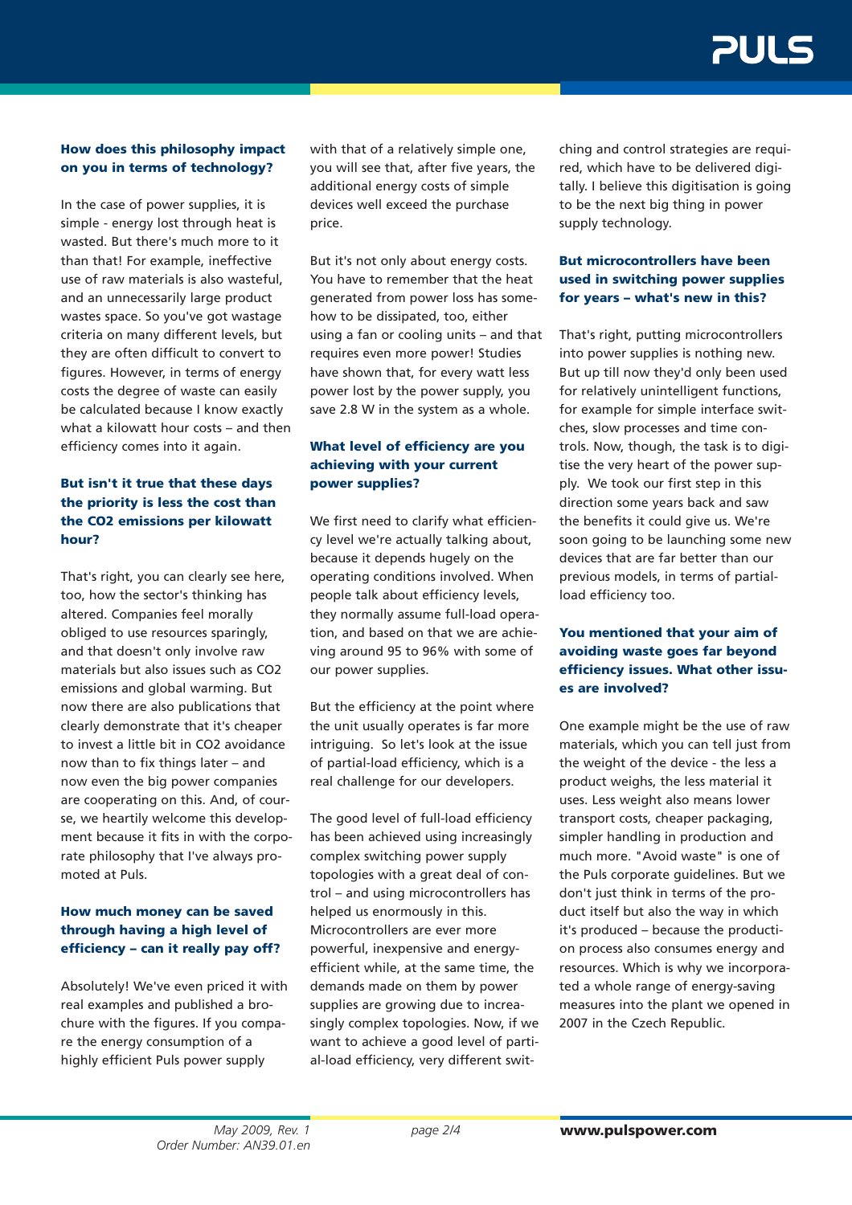**How does this philosophy impact on you in terms of technology?**

In the case of power supplies, it is simple - energy lost through heat is wasted. But there's much more to it than that! For example, ineffective use of raw materials is also wasteful, and an unnecessarily large product wastes space. So you've got wastage criteria on many different levels, but they are often difficult to convert to figures. However, in terms of energy costs the degree of waste can easily be calculated because I know exactly what a kilowatt hour costs – and then efficiency comes into it again.

**But isn't it true that these days the priority is less the cost than the CO2 emissions per kilowatt hour?**

That's right, you can clearly see here, too, how the sector's thinking has altered. Companies feel morally obliged to use resources sparingly, and that doesn't only involve raw materials but also issues such as CO2 emissions and global warming. But now there are also publications that clearly demonstrate that it's cheaper to invest a little bit in CO2 avoidance now than to fix things later – and now even the big power companies are cooperating on this. And, of course, we heartily welcome this development because it fits in with the corporate philosophy that I've always promoted at Puls.

**How much money can be saved through having a high level of efficiency – can it really pay off?**

Absolutely! We've even priced it with real examples and published a brochure with the figures. If you compare the energy consumption of a highly efficient Puls power supply with that of a relatively simple one, you will see that, after five years, the additional energy costs of simple devices well exceed the purchase price.

But it's not only about energy costs. You have to remember that the heat generated from power loss has somehow to be dissipated, too, either using a fan or cooling units – and that requires even more power! Studies have shown that, for every watt less power lost by the power supply, you save 2.8 W in the system as a whole.

**What level of efficiency are you achieving with your current power supplies?**

We first need to clarify what efficiency level we're actually talking about, because it depends hugely on the operating conditions involved. When people talk about efficiency levels, they normally assume full-load operation, and based on that we are achieving around 95 to 96% with some of our power supplies.

But the efficiency at the point where the unit usually operates is far more intriguing. So let's look at the issue of partial-load efficiency, which is a real challenge for our developers.

The good level of full-load efficiency has been achieved using increasingly complex switching power supply topologies with a great deal of control – and using microcontrollers has helped us enormously in this. Microcontrollers are ever more powerful, inexpensive and energy-efficient while, at the same time, the demands made on them by power supplies are growing due to increasingly complex topologies. Now, if we want to achieve a good level of partial-load efficiency, very different switching and control strategies are required, which have to be delivered digitally. I believe this digitisation is going to be the next big thing in power supply technology.

**But microcontrollers have been used in switching power supplies for years – what's new in this?**

That's right, putting microcontrollers into power supplies is nothing new. But up till now they'd only been used for relatively unintelligent functions, for example for simple interface switches, slow processes and time controls. Now, though, the task is to digitise the very heart of the power supply. We took our first step in this direction some years back and saw the benefits it could give us. We're soon going to be launching some new devices that are far better than our previous models, in terms of partial-load efficiency too.

**You mentioned that your aim of avoiding waste goes far beyond efficiency issues. What other issues are involved?**

One example might be the use of raw materials, which you can tell just from the weight of the device - the less a product weighs, the less material it uses. Less weight also means lower transport costs, cheaper packaging, simpler handling in production and much more. "Avoid waste" is one of the Puls corporate guidelines. But we don't just think in terms of the product itself but also the way in which it's produced – because the production process also consumes energy and resources. Which is why we incorporated a whole range of energy-saving measures into the plant we opened in 2007 in the Czech Republic.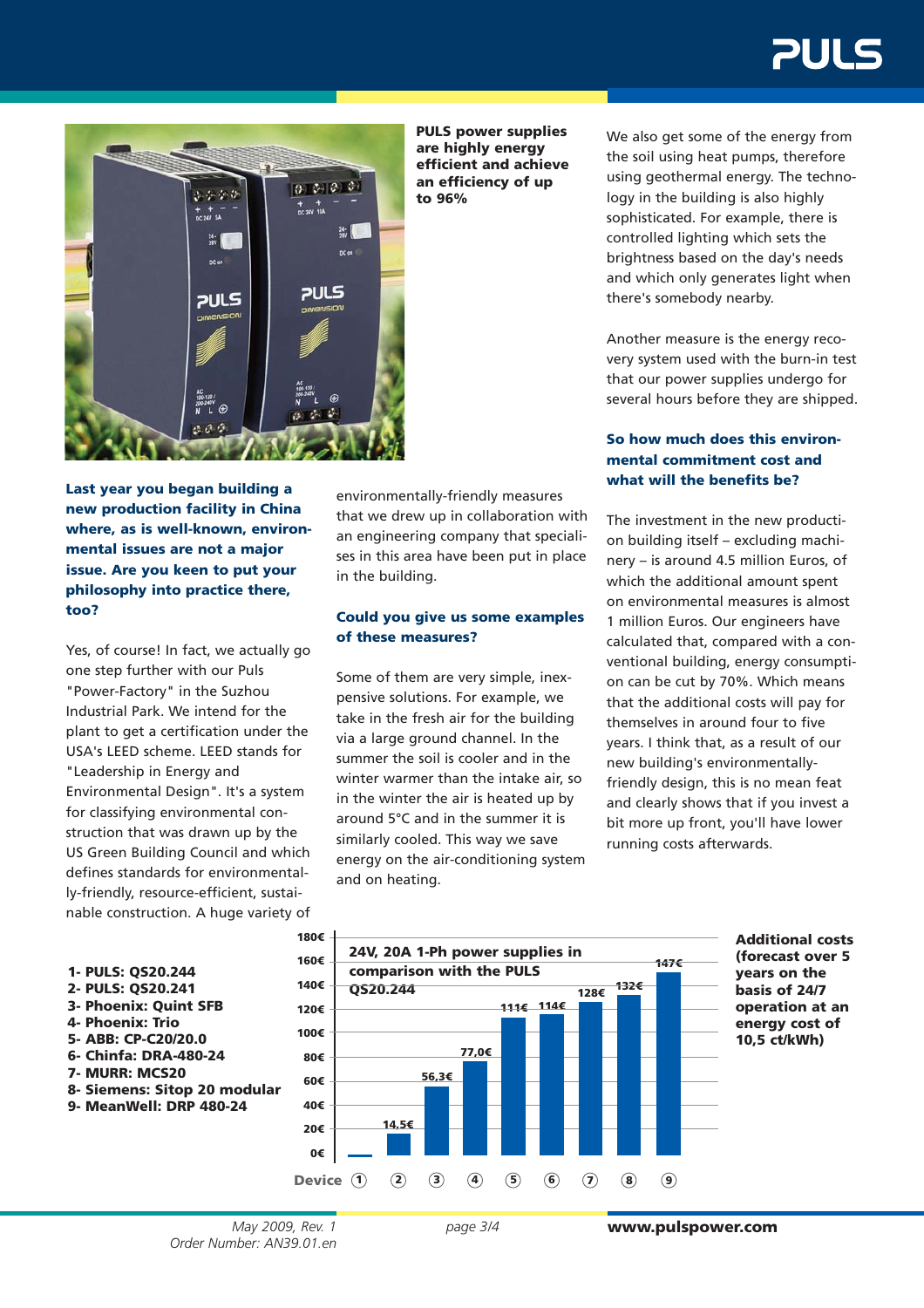**PULS power supplies are highly energy efficient and achieve an efficiency of up to 96%**

**Last year you began building a new production facility in China where, as is well-known, environmental issues are not a major issue. Are you keen to put your philosophy into practice there, too?**

Yes, of course! In fact, we actually go one step further with our Puls "Power-Factory" in the Suzhou Industrial Park. We intend for the plant to get a certification under the USA's LEED scheme. LEED stands for "Leadership in Energy and Environmental Design". It's a system for classifying environmental construction that was drawn up by the US Green Building Council and which defines standards for environmentally-friendly, resource-efficient, sustainable construction. A huge variety of environmentally-friendly measures that we drew up in collaboration with an engineering company that specialises in this area have been put in place in the building.

**Could you give us some examples of these measures?**

Some of them are very simple, inexpensive solutions. For example, we take in the fresh air for the building via a large ground channel. In the summer the soil is cooler and in the winter warmer than the intake air, so in the winter the air is heated up by around 5°C and in the summer it is similarly cooled. This way we save energy on the air-conditioning system and on heating.

We also get some of the energy from the soil using heat pumps, therefore using geothermal energy. The technology in the building is also highly sophisticated. For example, there is controlled lighting which sets the brightness based on the day's needs and which only generates light when there's somebody nearby.

Another measure is the energy recovery system used with the burn-in test that our power supplies undergo for several hours before they are shipped.

**So how much does this environmental commitment cost and what will the benefits be?**

The investment in the new production building itself – excluding machinery – is around 4.5 million Euros, of which the additional amount spent on environmental measures is almost 1 million Euros. Our engineers have calculated that, compared with a conventional building, energy consumption can be cut by 70%. Which means that the additional costs will pay for themselves in around four to five years. I think that, as a result of our new building's environmentally-friendly design, this is no mean feat and clearly shows that if you invest a bit more up front, you'll have lower running costs afterwards.

**24V, 20A 1-Ph power supplies in comparison with the PULS QS20.244**

**Additional costs (forecast over 5 years on the basis of 24/7 operation at an energy cost of 10,5 ct/kWh)**

| Device | Model | Additional cost |
|---|---|---|
| 1 | PULS: QS20.244 | – |
| 2 | PULS: QS20.241 | 14,5€ |
| 3 | Phoenix: Quint SFB | 56,3€ |
| 4 | Phoenix: Trio | 77,0€ |
| 5 | ABB: CP-C20/20.0 | 111€ |
| 6 | Chinfa: DRA-480-24 | 114€ |
| 7 | MURR: MCS20 | 128€ |
| 8 | Siemens: Sitop 20 modular | 132€ |
| 9 | MeanWell: DRP 480-24 | 147€ |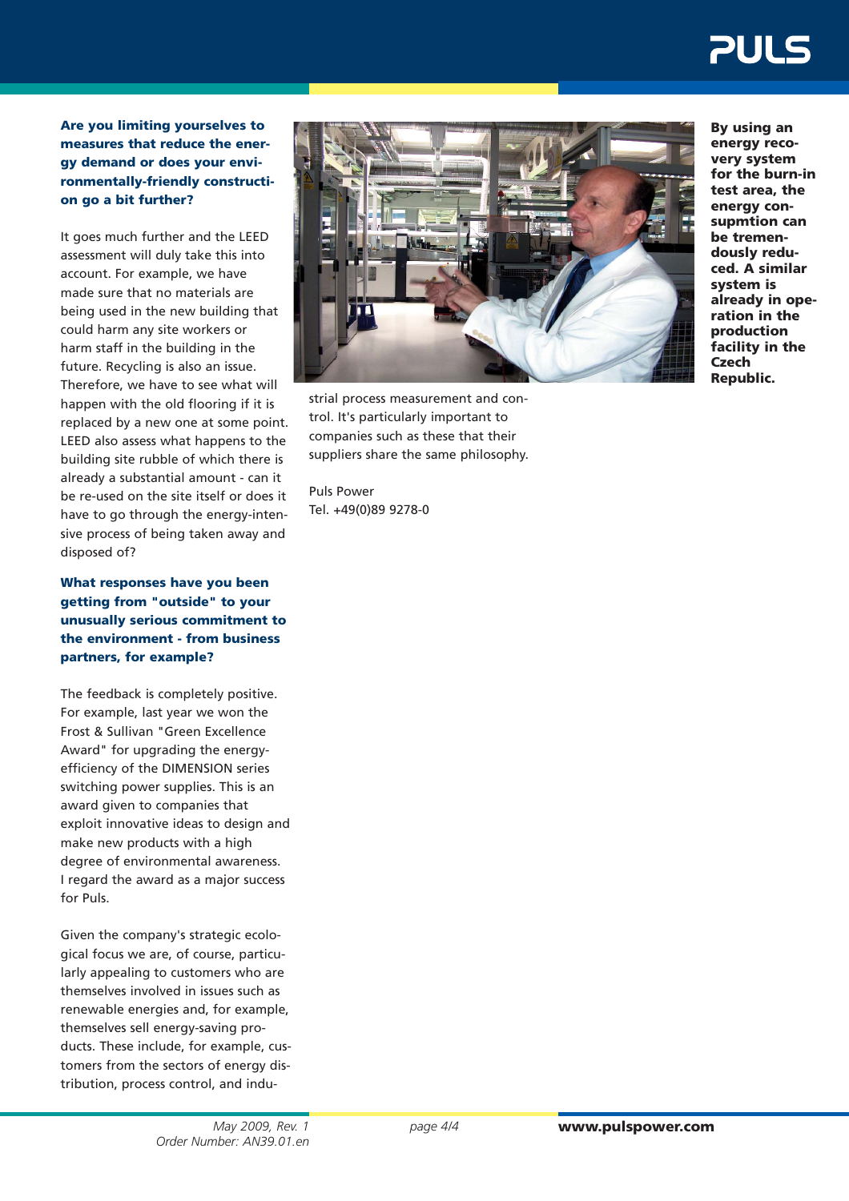**Are you limiting yourselves to measures that reduce the energy demand or does your environmentally-friendly construction go a bit further?**

It goes much further and the LEED assessment will duly take this into account. For example, we have made sure that no materials are being used in the new building that could harm any site workers or harm staff in the building in the future. Recycling is also an issue. Therefore, we have to see what will happen with the old flooring if it is replaced by a new one at some point. LEED also assess what happens to the building site rubble of which there is already a substantial amount - can it be re-used on the site itself or does it have to go through the energy-intensive process of being taken away and disposed of?

**What responses have you been getting from "outside" to your unusually serious commitment to the environment - from business partners, for example?**

The feedback is completely positive. For example, last year we won the Frost & Sullivan "Green Excellence Award" for upgrading the energy-efficiency of the DIMENSION series switching power supplies. This is an award given to companies that exploit innovative ideas to design and make new products with a high degree of environmental awareness. I regard the award as a major success for Puls.

Given the company's strategic ecological focus we are, of course, particularly appealing to customers who are themselves involved in issues such as renewable energies and, for example, themselves sell energy-saving products. These include, for example, customers from the sectors of energy distribution, process control, and industrial process measurement and control. It's particularly important to companies such as these that their suppliers share the same philosophy.

Puls Power
Tel. +49(0)89 9278-0

**By using an energy recovery system for the burn-in test area, the energy consupmtion can be tremendously reduced. A similar system is already in operation in the production facility in the Czech Republic.**